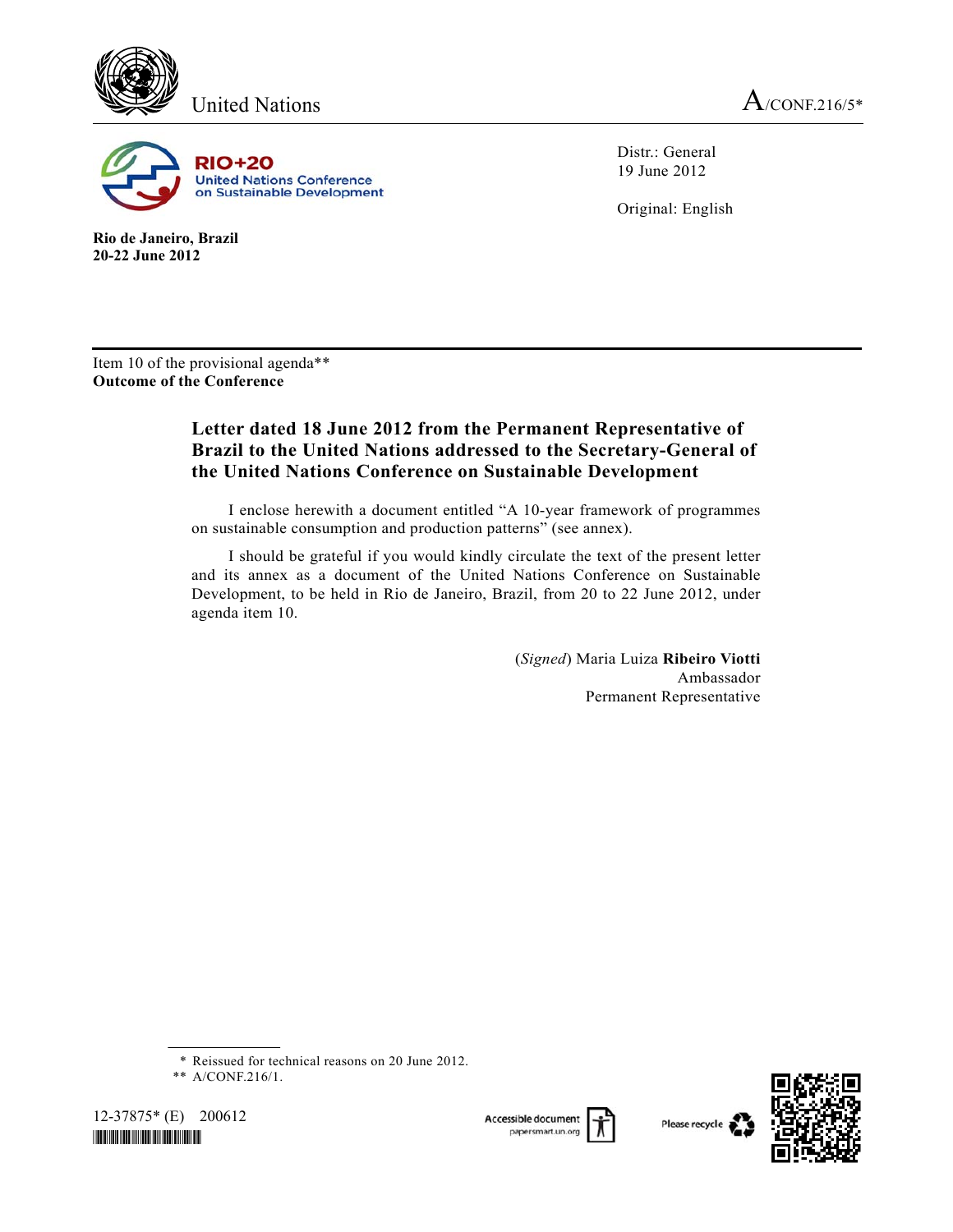United Nations A/CONF.216/5*

**RIO+20 United Nations Conference on Sustainable Development**

Distr.: General
19 June 2012

Original: English

**Rio de Janeiro, Brazil**
**20-22 June 2012**

Item 10 of the provisional agenda**
**Outcome of the Conference**

## Letter dated 18 June 2012 from the Permanent Representative of Brazil to the United Nations addressed to the Secretary-General of the United Nations Conference on Sustainable Development

I enclose herewith a document entitled "A 10-year framework of programmes on sustainable consumption and production patterns" (see annex).

I should be grateful if you would kindly circulate the text of the present letter and its annex as a document of the United Nations Conference on Sustainable Development, to be held in Rio de Janeiro, Brazil, from 20 to 22 June 2012, under agenda item 10.

(*Signed*) Maria Luiza **Ribeiro Viotti**
Ambassador
Permanent Representative

---

\* Reissued for technical reasons on 20 June 2012.

\*\* A/CONF.216/1.

12-37875* (E) 200612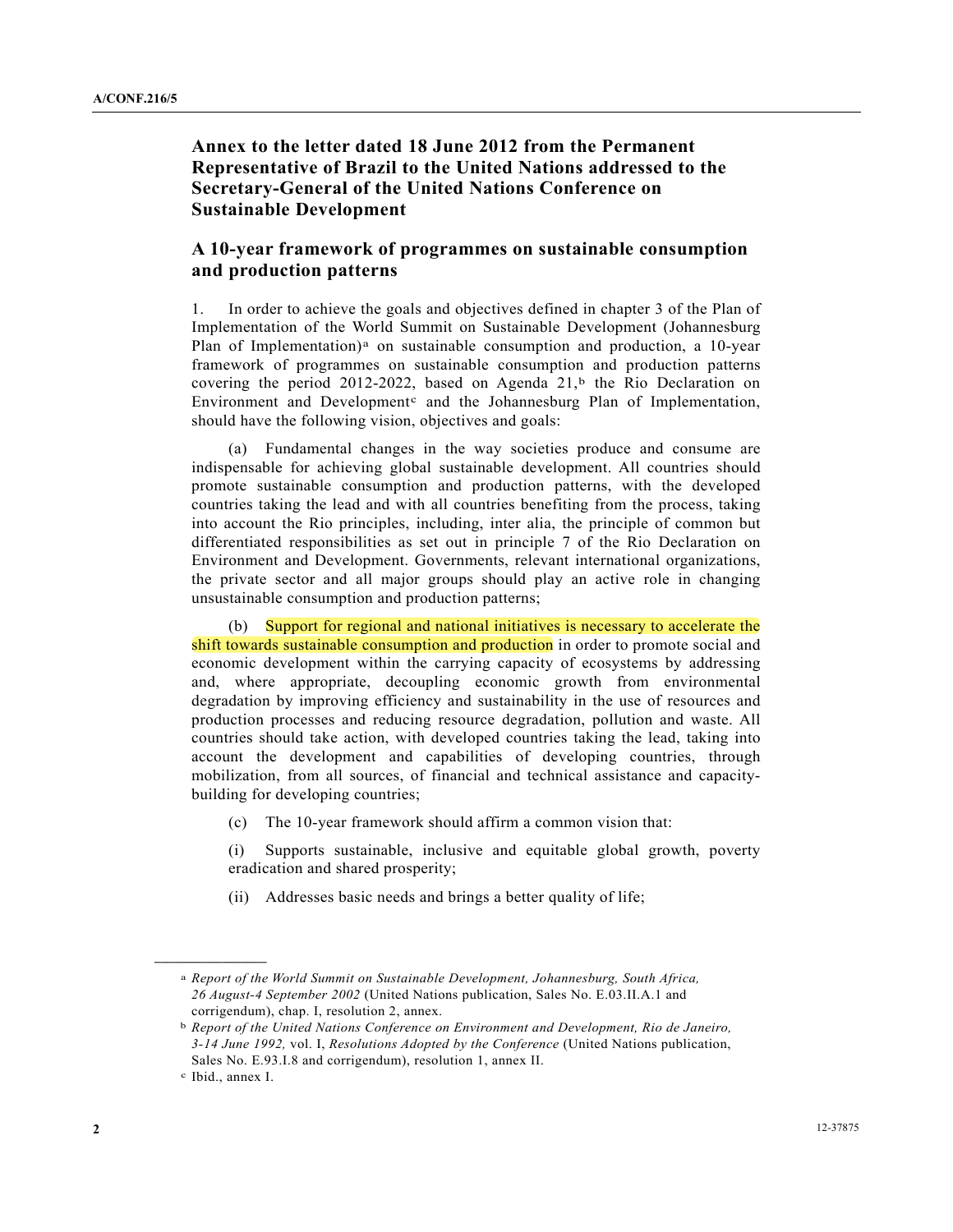## Annex to the letter dated 18 June 2012 from the Permanent Representative of Brazil to the United Nations addressed to the Secretary-General of the United Nations Conference on Sustainable Development

## A 10-year framework of programmes on sustainable consumption and production patterns

1. In order to achieve the goals and objectives defined in chapter 3 of the Plan of Implementation of the World Summit on Sustainable Development (Johannesburg Plan of Implementation)[a] on sustainable consumption and production, a 10-year framework of programmes on sustainable consumption and production patterns covering the period 2012-2022, based on Agenda 21,[b] the Rio Declaration on Environment and Development[c] and the Johannesburg Plan of Implementation, should have the following vision, objectives and goals:

(a) Fundamental changes in the way societies produce and consume are indispensable for achieving global sustainable development. All countries should promote sustainable consumption and production patterns, with the developed countries taking the lead and with all countries benefiting from the process, taking into account the Rio principles, including, inter alia, the principle of common but differentiated responsibilities as set out in principle 7 of the Rio Declaration on Environment and Development. Governments, relevant international organizations, the private sector and all major groups should play an active role in changing unsustainable consumption and production patterns;

(b) Support for regional and national initiatives is necessary to accelerate the shift towards sustainable consumption and production in order to promote social and economic development within the carrying capacity of ecosystems by addressing and, where appropriate, decoupling economic growth from environmental degradation by improving efficiency and sustainability in the use of resources and production processes and reducing resource degradation, pollution and waste. All countries should take action, with developed countries taking the lead, taking into account the development and capabilities of developing countries, through mobilization, from all sources, of financial and technical assistance and capacity-building for developing countries;

(c) The 10-year framework should affirm a common vision that:

(i) Supports sustainable, inclusive and equitable global growth, poverty eradication and shared prosperity;

(ii) Addresses basic needs and brings a better quality of life;

---

[a] *Report of the World Summit on Sustainable Development, Johannesburg, South Africa, 26 August-4 September 2002* (United Nations publication, Sales No. E.03.II.A.1 and corrigendum), chap. I, resolution 2, annex.

[b] *Report of the United Nations Conference on Environment and Development, Rio de Janeiro, 3-14 June 1992,* vol. I, *Resolutions Adopted by the Conference* (United Nations publication, Sales No. E.93.I.8 and corrigendum), resolution 1, annex II.

[c] Ibid., annex I.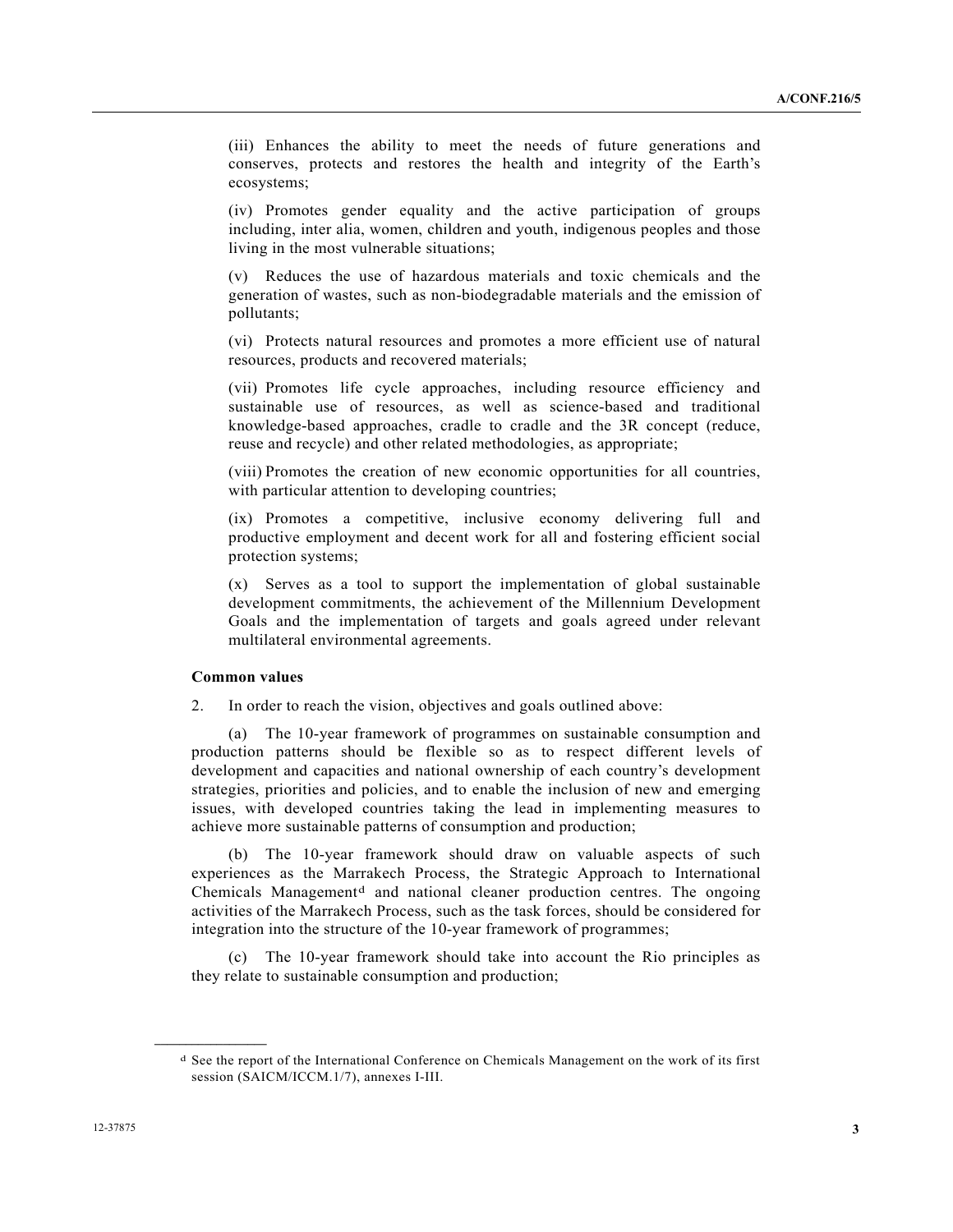(iii) Enhances the ability to meet the needs of future generations and conserves, protects and restores the health and integrity of the Earth's ecosystems;

(iv) Promotes gender equality and the active participation of groups including, inter alia, women, children and youth, indigenous peoples and those living in the most vulnerable situations;

(v) Reduces the use of hazardous materials and toxic chemicals and the generation of wastes, such as non-biodegradable materials and the emission of pollutants;

(vi) Protects natural resources and promotes a more efficient use of natural resources, products and recovered materials;

(vii) Promotes life cycle approaches, including resource efficiency and sustainable use of resources, as well as science-based and traditional knowledge-based approaches, cradle to cradle and the 3R concept (reduce, reuse and recycle) and other related methodologies, as appropriate;

(viii) Promotes the creation of new economic opportunities for all countries, with particular attention to developing countries;

(ix) Promotes a competitive, inclusive economy delivering full and productive employment and decent work for all and fostering efficient social protection systems;

(x) Serves as a tool to support the implementation of global sustainable development commitments, the achievement of the Millennium Development Goals and the implementation of targets and goals agreed under relevant multilateral environmental agreements.

**Common values**

2. In order to reach the vision, objectives and goals outlined above:

(a) The 10-year framework of programmes on sustainable consumption and production patterns should be flexible so as to respect different levels of development and capacities and national ownership of each country's development strategies, priorities and policies, and to enable the inclusion of new and emerging issues, with developed countries taking the lead in implementing measures to achieve more sustainable patterns of consumption and production;

(b) The 10-year framework should draw on valuable aspects of such experiences as the Marrakech Process, the Strategic Approach to International Chemicals Management[d] and national cleaner production centres. The ongoing activities of the Marrakech Process, such as the task forces, should be considered for integration into the structure of the 10-year framework of programmes;

(c) The 10-year framework should take into account the Rio principles as they relate to sustainable consumption and production;

---

[d] See the report of the International Conference on Chemicals Management on the work of its first session (SAICM/ICCM.1/7), annexes I-III.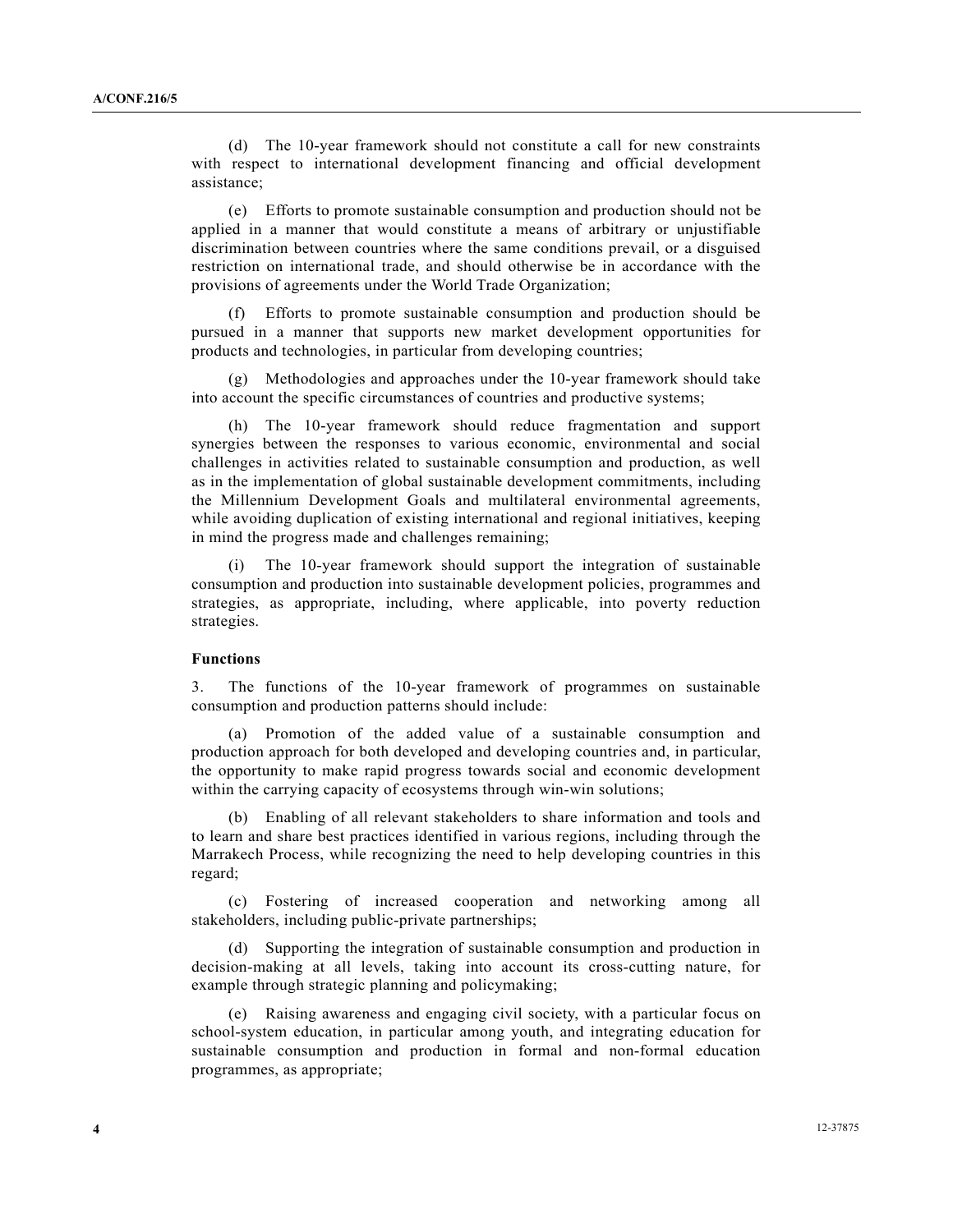(d) The 10-year framework should not constitute a call for new constraints with respect to international development financing and official development assistance;

(e) Efforts to promote sustainable consumption and production should not be applied in a manner that would constitute a means of arbitrary or unjustifiable discrimination between countries where the same conditions prevail, or a disguised restriction on international trade, and should otherwise be in accordance with the provisions of agreements under the World Trade Organization;

(f) Efforts to promote sustainable consumption and production should be pursued in a manner that supports new market development opportunities for products and technologies, in particular from developing countries;

(g) Methodologies and approaches under the 10-year framework should take into account the specific circumstances of countries and productive systems;

(h) The 10-year framework should reduce fragmentation and support synergies between the responses to various economic, environmental and social challenges in activities related to sustainable consumption and production, as well as in the implementation of global sustainable development commitments, including the Millennium Development Goals and multilateral environmental agreements, while avoiding duplication of existing international and regional initiatives, keeping in mind the progress made and challenges remaining;

(i) The 10-year framework should support the integration of sustainable consumption and production into sustainable development policies, programmes and strategies, as appropriate, including, where applicable, into poverty reduction strategies.

**Functions**

3. The functions of the 10-year framework of programmes on sustainable consumption and production patterns should include:

(a) Promotion of the added value of a sustainable consumption and production approach for both developed and developing countries and, in particular, the opportunity to make rapid progress towards social and economic development within the carrying capacity of ecosystems through win-win solutions;

(b) Enabling of all relevant stakeholders to share information and tools and to learn and share best practices identified in various regions, including through the Marrakech Process, while recognizing the need to help developing countries in this regard;

(c) Fostering of increased cooperation and networking among all stakeholders, including public-private partnerships;

(d) Supporting the integration of sustainable consumption and production in decision-making at all levels, taking into account its cross-cutting nature, for example through strategic planning and policymaking;

(e) Raising awareness and engaging civil society, with a particular focus on school-system education, in particular among youth, and integrating education for sustainable consumption and production in formal and non-formal education programmes, as appropriate;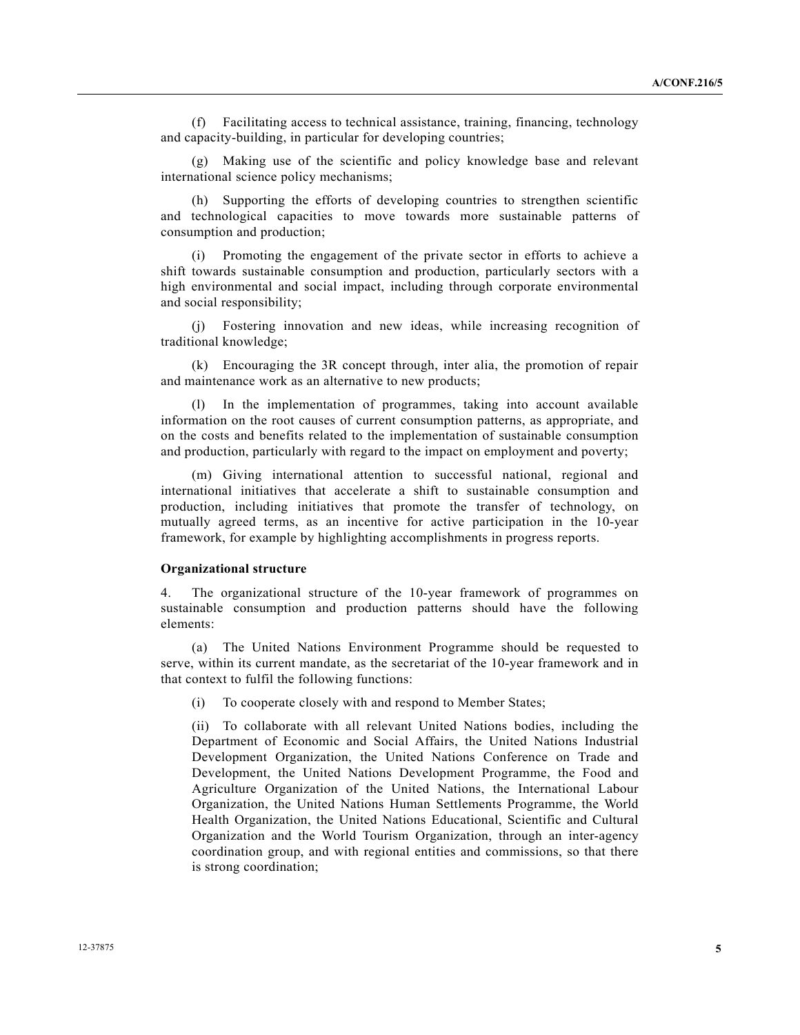(f) Facilitating access to technical assistance, training, financing, technology and capacity-building, in particular for developing countries;

(g) Making use of the scientific and policy knowledge base and relevant international science policy mechanisms;

(h) Supporting the efforts of developing countries to strengthen scientific and technological capacities to move towards more sustainable patterns of consumption and production;

(i) Promoting the engagement of the private sector in efforts to achieve a shift towards sustainable consumption and production, particularly sectors with a high environmental and social impact, including through corporate environmental and social responsibility;

(j) Fostering innovation and new ideas, while increasing recognition of traditional knowledge;

(k) Encouraging the 3R concept through, inter alia, the promotion of repair and maintenance work as an alternative to new products;

(l) In the implementation of programmes, taking into account available information on the root causes of current consumption patterns, as appropriate, and on the costs and benefits related to the implementation of sustainable consumption and production, particularly with regard to the impact on employment and poverty;

(m) Giving international attention to successful national, regional and international initiatives that accelerate a shift to sustainable consumption and production, including initiatives that promote the transfer of technology, on mutually agreed terms, as an incentive for active participation in the 10-year framework, for example by highlighting accomplishments in progress reports.

**Organizational structure**

4. The organizational structure of the 10-year framework of programmes on sustainable consumption and production patterns should have the following elements:

(a) The United Nations Environment Programme should be requested to serve, within its current mandate, as the secretariat of the 10-year framework and in that context to fulfil the following functions:

(i) To cooperate closely with and respond to Member States;

(ii) To collaborate with all relevant United Nations bodies, including the Department of Economic and Social Affairs, the United Nations Industrial Development Organization, the United Nations Conference on Trade and Development, the United Nations Development Programme, the Food and Agriculture Organization of the United Nations, the International Labour Organization, the United Nations Human Settlements Programme, the World Health Organization, the United Nations Educational, Scientific and Cultural Organization and the World Tourism Organization, through an inter-agency coordination group, and with regional entities and commissions, so that there is strong coordination;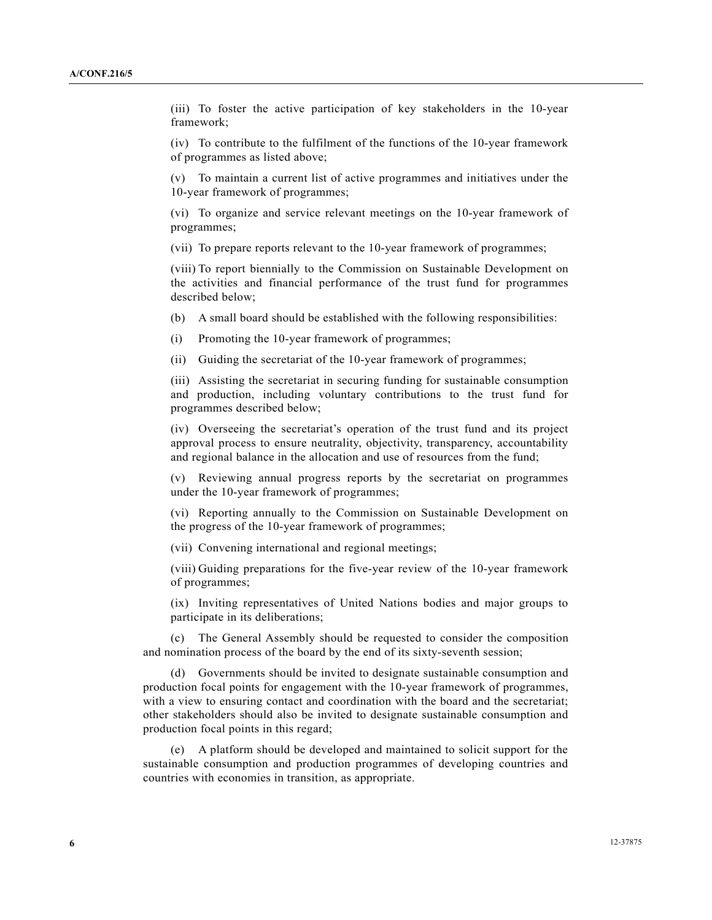(iii) To foster the active participation of key stakeholders in the 10-year framework;

(iv) To contribute to the fulfilment of the functions of the 10-year framework of programmes as listed above;

(v) To maintain a current list of active programmes and initiatives under the 10-year framework of programmes;

(vi) To organize and service relevant meetings on the 10-year framework of programmes;

(vii) To prepare reports relevant to the 10-year framework of programmes;

(viii) To report biennially to the Commission on Sustainable Development on the activities and financial performance of the trust fund for programmes described below;

(b) A small board should be established with the following responsibilities:

(i) Promoting the 10-year framework of programmes;

(ii) Guiding the secretariat of the 10-year framework of programmes;

(iii) Assisting the secretariat in securing funding for sustainable consumption and production, including voluntary contributions to the trust fund for programmes described below;

(iv) Overseeing the secretariat's operation of the trust fund and its project approval process to ensure neutrality, objectivity, transparency, accountability and regional balance in the allocation and use of resources from the fund;

(v) Reviewing annual progress reports by the secretariat on programmes under the 10-year framework of programmes;

(vi) Reporting annually to the Commission on Sustainable Development on the progress of the 10-year framework of programmes;

(vii) Convening international and regional meetings;

(viii) Guiding preparations for the five-year review of the 10-year framework of programmes;

(ix) Inviting representatives of United Nations bodies and major groups to participate in its deliberations;

(c) The General Assembly should be requested to consider the composition and nomination process of the board by the end of its sixty-seventh session;

(d) Governments should be invited to designate sustainable consumption and production focal points for engagement with the 10-year framework of programmes, with a view to ensuring contact and coordination with the board and the secretariat; other stakeholders should also be invited to designate sustainable consumption and production focal points in this regard;

(e) A platform should be developed and maintained to solicit support for the sustainable consumption and production programmes of developing countries and countries with economies in transition, as appropriate.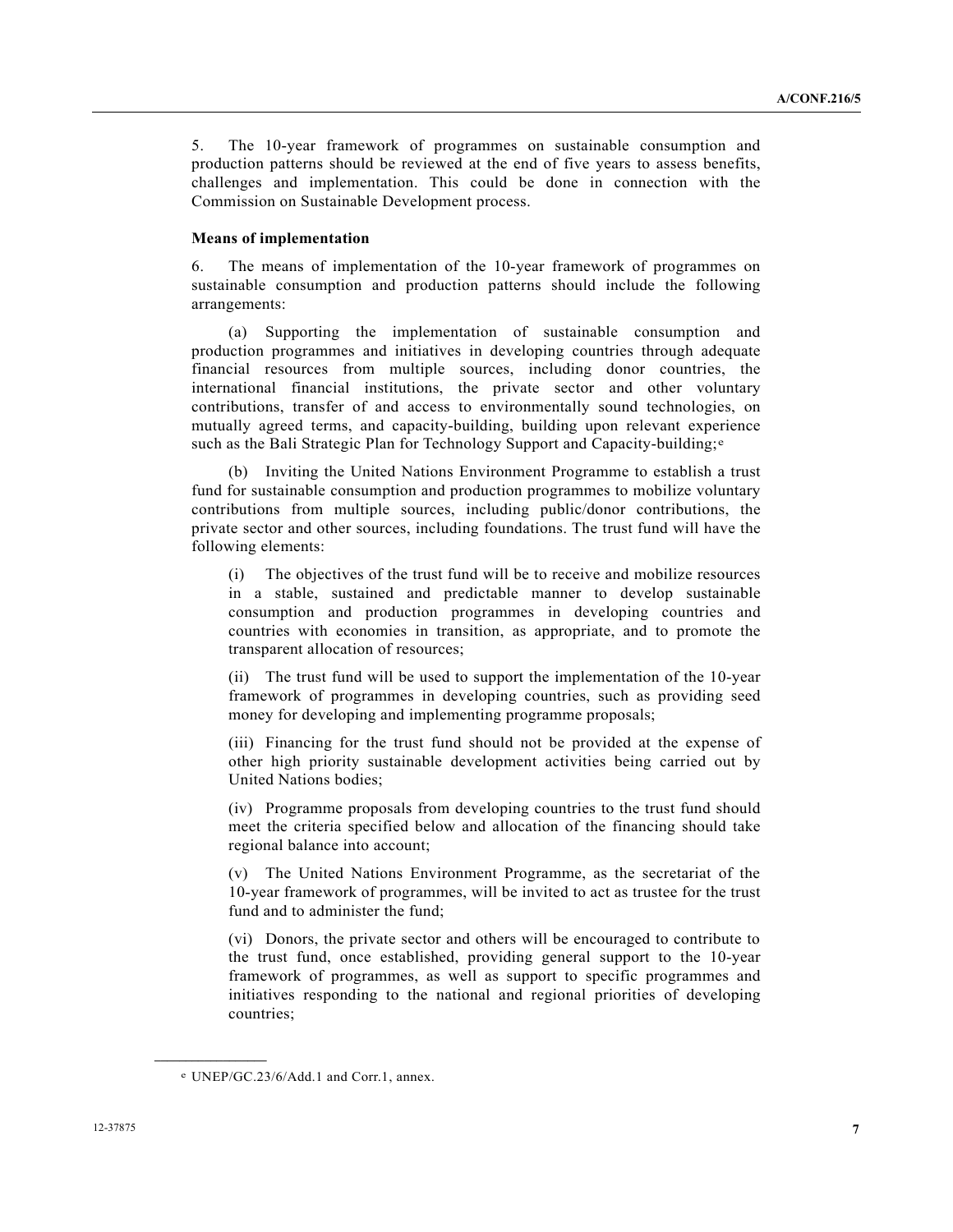5. The 10-year framework of programmes on sustainable consumption and production patterns should be reviewed at the end of five years to assess benefits, challenges and implementation. This could be done in connection with the Commission on Sustainable Development process.

**Means of implementation**

6. The means of implementation of the 10-year framework of programmes on sustainable consumption and production patterns should include the following arrangements:

(a) Supporting the implementation of sustainable consumption and production programmes and initiatives in developing countries through adequate financial resources from multiple sources, including donor countries, the international financial institutions, the private sector and other voluntary contributions, transfer of and access to environmentally sound technologies, on mutually agreed terms, and capacity-building, building upon relevant experience such as the Bali Strategic Plan for Technology Support and Capacity-building;[e]

(b) Inviting the United Nations Environment Programme to establish a trust fund for sustainable consumption and production programmes to mobilize voluntary contributions from multiple sources, including public/donor contributions, the private sector and other sources, including foundations. The trust fund will have the following elements:

(i) The objectives of the trust fund will be to receive and mobilize resources in a stable, sustained and predictable manner to develop sustainable consumption and production programmes in developing countries and countries with economies in transition, as appropriate, and to promote the transparent allocation of resources;

(ii) The trust fund will be used to support the implementation of the 10-year framework of programmes in developing countries, such as providing seed money for developing and implementing programme proposals;

(iii) Financing for the trust fund should not be provided at the expense of other high priority sustainable development activities being carried out by United Nations bodies;

(iv) Programme proposals from developing countries to the trust fund should meet the criteria specified below and allocation of the financing should take regional balance into account;

(v) The United Nations Environment Programme, as the secretariat of the 10-year framework of programmes, will be invited to act as trustee for the trust fund and to administer the fund;

(vi) Donors, the private sector and others will be encouraged to contribute to the trust fund, once established, providing general support to the 10-year framework of programmes, as well as support to specific programmes and initiatives responding to the national and regional priorities of developing countries;

---

[e] UNEP/GC.23/6/Add.1 and Corr.1, annex.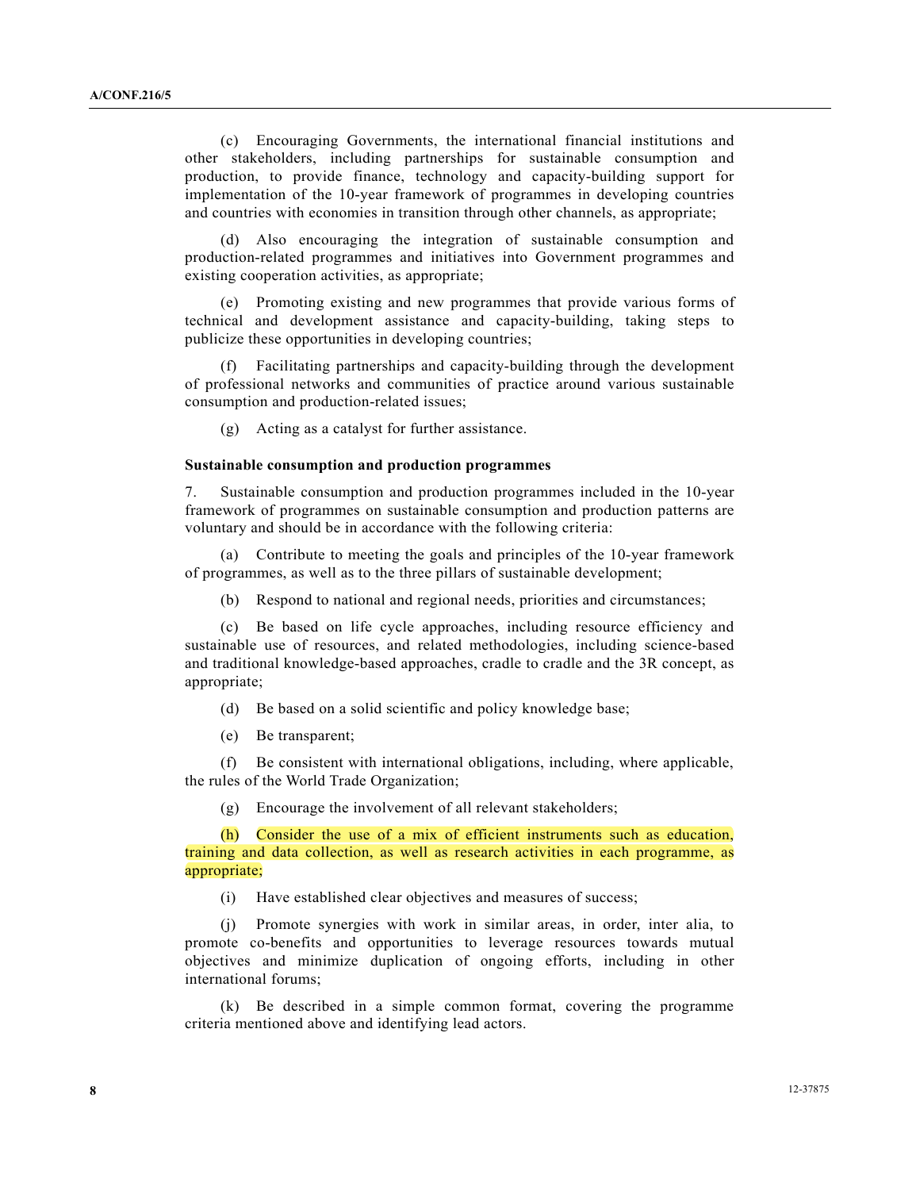(c) Encouraging Governments, the international financial institutions and other stakeholders, including partnerships for sustainable consumption and production, to provide finance, technology and capacity-building support for implementation of the 10-year framework of programmes in developing countries and countries with economies in transition through other channels, as appropriate;

(d) Also encouraging the integration of sustainable consumption and production-related programmes and initiatives into Government programmes and existing cooperation activities, as appropriate;

(e) Promoting existing and new programmes that provide various forms of technical and development assistance and capacity-building, taking steps to publicize these opportunities in developing countries;

(f) Facilitating partnerships and capacity-building through the development of professional networks and communities of practice around various sustainable consumption and production-related issues;

(g) Acting as a catalyst for further assistance.

**Sustainable consumption and production programmes**

7. Sustainable consumption and production programmes included in the 10-year framework of programmes on sustainable consumption and production patterns are voluntary and should be in accordance with the following criteria:

(a) Contribute to meeting the goals and principles of the 10-year framework of programmes, as well as to the three pillars of sustainable development;

(b) Respond to national and regional needs, priorities and circumstances;

(c) Be based on life cycle approaches, including resource efficiency and sustainable use of resources, and related methodologies, including science-based and traditional knowledge-based approaches, cradle to cradle and the 3R concept, as appropriate;

(d) Be based on a solid scientific and policy knowledge base;

(e) Be transparent;

(f) Be consistent with international obligations, including, where applicable, the rules of the World Trade Organization;

(g) Encourage the involvement of all relevant stakeholders;

(h) Consider the use of a mix of efficient instruments such as education, training and data collection, as well as research activities in each programme, as appropriate;

(i) Have established clear objectives and measures of success;

(j) Promote synergies with work in similar areas, in order, inter alia, to promote co-benefits and opportunities to leverage resources towards mutual objectives and minimize duplication of ongoing efforts, including in other international forums;

(k) Be described in a simple common format, covering the programme criteria mentioned above and identifying lead actors.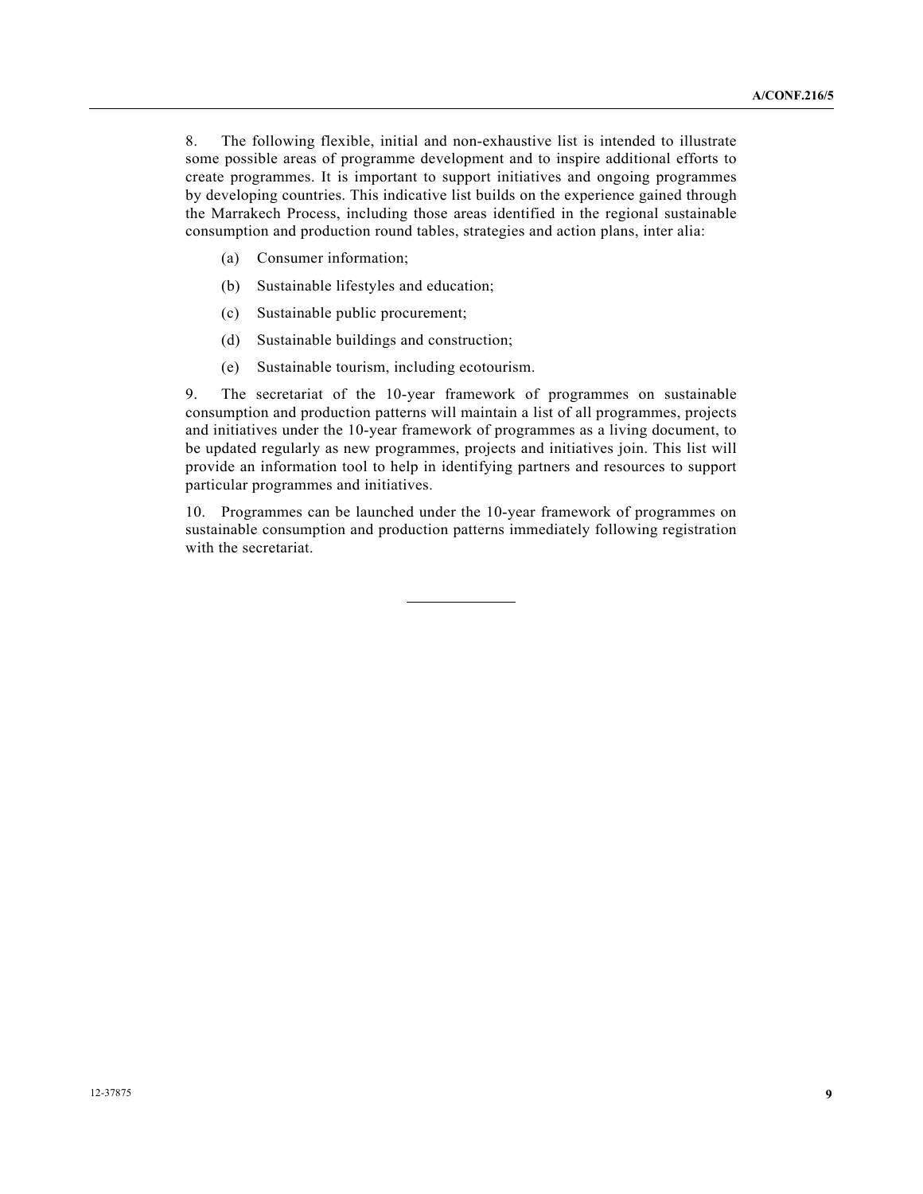8. The following flexible, initial and non-exhaustive list is intended to illustrate some possible areas of programme development and to inspire additional efforts to create programmes. It is important to support initiatives and ongoing programmes by developing countries. This indicative list builds on the experience gained through the Marrakech Process, including those areas identified in the regional sustainable consumption and production round tables, strategies and action plans, inter alia:

(a) Consumer information;

(b) Sustainable lifestyles and education;

(c) Sustainable public procurement;

(d) Sustainable buildings and construction;

(e) Sustainable tourism, including ecotourism.

9. The secretariat of the 10-year framework of programmes on sustainable consumption and production patterns will maintain a list of all programmes, projects and initiatives under the 10-year framework of programmes as a living document, to be updated regularly as new programmes, projects and initiatives join. This list will provide an information tool to help in identifying partners and resources to support particular programmes and initiatives.

10. Programmes can be launched under the 10-year framework of programmes on sustainable consumption and production patterns immediately following registration with the secretariat.